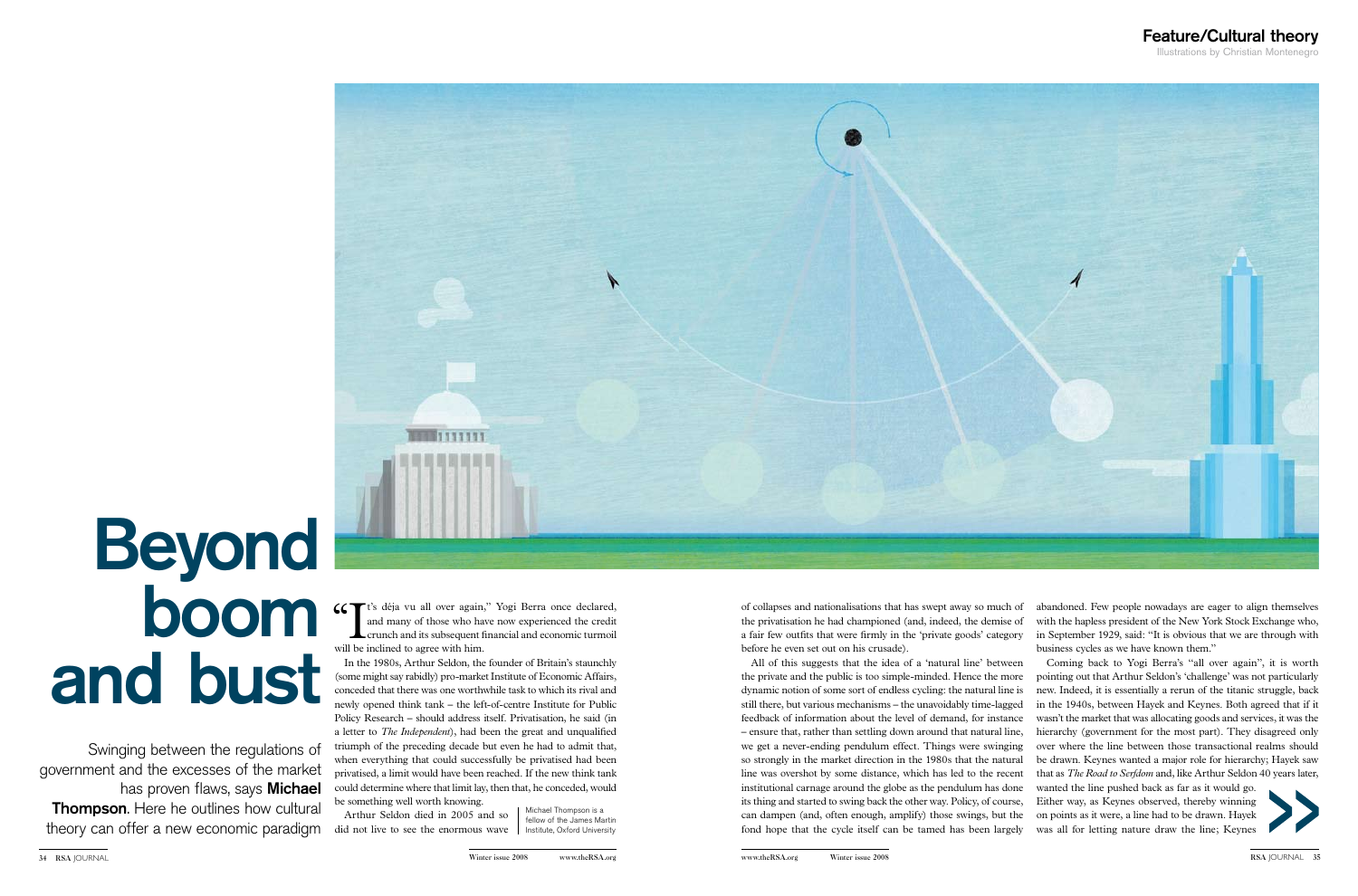# Beyond boom and bust

Swinging between the regulations of government and the excesses of the market has proven flaws, says **Michael Thompson**. Here he outlines how cultural theory can offer a new economic paradigm

"It's déja vu all over again," Yogi Berra once declared, and many of those who have now experienced the credit crunch and its subsequent financial and economic turmoil will be inclined to agree with him.

In the 1980s, Arthur Seldon, the founder of Britain's staunchly (some might say rabidly) pro-market Institute of Economic Affairs, conceded that there was one worthwhile task to which its rival and newly opened think tank – the left-of-centre Institute for Public Policy Research – should address itself. Privatisation, he said (in a letter to *The Independent*), had been the great and unqualified triumph of the preceding decade but even he had to admit that, when everything that could successfully be privatised had been privatised, a limit would have been reached. If the new think tank could determine where that limit lay, then that, he conceded, would be something well worth knowing.

Arthur Seldon died in 2005 and so did not live to see the enormous wave of collapses and nationalisations that has swept away so much of the privatisation he had championed (and, indeed, the demise of a fair few outfits that were firmly in the 'private goods' category before he even set out on his crusade).

Michael Thompson is a fellow of the James Martin Institute, Oxford University

All of this suggests that the idea of a 'natural line' between the private and the public is too simple-minded. Hence the more dynamic notion of some sort of endless cycling: the natural line is still there, but various mechanisms – the unavoidably time-lagged feedback of information about the level of demand, for instance – ensure that, rather than settling down around that natural line, we get a never-ending pendulum effect. Things were swinging so strongly in the market direction in the 1980s that the natural line was overshot by some distance, which has led to the recent institutional carnage around the globe as the pendulum has done its thing and started to swing back the other way. Policy, of course, can dampen (and, often enough, amplify) those swings, but the fond hope that the cycle itself can be tamed has been largely abandoned. Few people nowadays are eager to align themselves with the hapless president of the New York Stock Exchange who, in September 1929, said: "It is obvious that we are through with business cycles as we have known them."

Coming back to Yogi Berra's "all over again", it is worth pointing out that Arthur Seldon's 'challenge' was not particularly new. Indeed, it is essentially a rerun of the titanic struggle, back in the 1940s, between Hayek and Keynes. Both agreed that if it wasn't the market that was allocating goods and services, it was the hierarchy (government for the most part). They disagreed only over where the line between those transactional realms should be drawn. Keynes wanted a major role for hierarchy; Hayek saw that as *The Road to Serfdom* and, like Arthur Seldon 40 years later, wanted the line pushed back as far as it would go. Either way, as Keynes observed, thereby winning on points as it were, a line had to be drawn. Hayek was all for letting nature draw the line; Keynes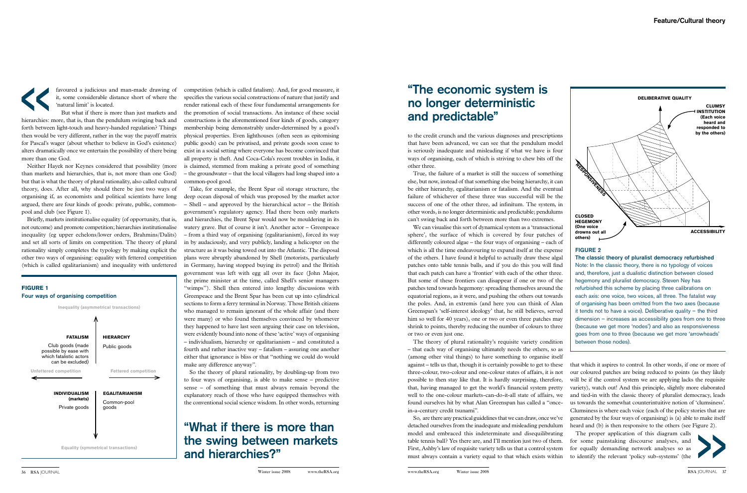favoured a judicious and man-made drawing of it, some considerable distance short of where the 'natural limit' is located.

But what if there is more than just markets and hierarchies: more, that is, than the pendulum swinging back and forth between light-touch and heavy-handed regulation? Things then would be very different, rather in the way the payoff matrix for Pascal's wager (about whether to believe in God's existence) alters dramatically once we entertain the possibility of there being more than one God.

Neither Hayek nor Keynes considered that possibility (more than markets and hierarchies, that is, not more than one God) but that is what the theory of plural rationality, also called cultural theory, does. After all, why should there be just two ways of organising if, as economists and political scientists have long argued, there are four kinds of goods: private, public, common-pool and club (see Figure 1).

Briefly, markets institutionalise equality (of opportunity, that is, not outcome) and promote competition; hierarchies institutionalise inequality (eg upper echelons/lower orders, Brahmins/Dalits) and set all sorts of limits on competition. The theory of plural rationality simply completes the typology by making explicit the other two ways of organising: equality with fettered competition (which is called egalitarianism) and inequality with unfettered competition (which is called fatalism). And, for good measure, it specifies the various social constructions of nature that justify and render rational each of these four fundamental arrangements for the promotion of social transactions. An instance of these social constructions is the aforementioned four kinds of goods, category membership being demonstrably under-determined by a good's physical properties. Even lighthouses (often seen as epitomising public goods) can be privatised, and private goods soon cease to exist in a social setting where everyone has become convinced that all property is theft. And Coca-Cola's recent troubles in India, it is claimed, stemmed from making a private good of something – the groundwater – that the local villagers had long shaped into a common-pool good.

Take, for example, the Brent Spar oil storage structure, the deep ocean disposal of which was proposed by the market actor – Shell – and approved by the hierarchical actor – the British government's regulatory agency. Had there been only markets and hierarchies, the Brent Spar would now be mouldering in its watery grave. But of course it isn't. Another actor – Greenpeace – from a third way of organising (egalitarianism), forced its way in by audaciously, and very publicly, landing a helicopter on the structure as it was being towed out into the Atlantic. The disposal plans were abruptly abandoned by Shell (motorists, particularly in Germany, having stopped buying its petrol) and the British government was left with egg all over its face (John Major, the prime minister at the time, called Shell's senior managers "wimps"). Shell then entered into lengthy discussions with Greenpeace and the Brent Spar has been cut up into cylindrical sections to form a ferry terminal in Norway. Those British citizens who managed to remain ignorant of the whole affair (and there were many) or who found themselves convinced by whomever they happened to have last seen arguing their case on television, were evidently bound into none of these 'active' ways of organising – individualism, hierarchy or egalitarianism – and constituted a fourth and rather inactive way – fatalism – assuring one another either that ignorance is bliss or that "nothing we could do would make any difference anyway".

So the theory of plural rationality, by doubling-up from two to four ways of organising, is able to make sense – predictive sense – of something that must always remain beyond the explanatory reach of those who have equipped themselves with the conventional social science wisdom. In other words, returning to the credit crunch and the various diagnoses and prescriptions that have been advanced, we can see that the pendulum model is seriously inadequate and misleading if what we have is four ways of organising, each of which is striving to chew bits off the other three.

## "What if there is more than the swing between markets and hierarchies?"

**FIGURE 1**
**Four ways of organising competition**

Inequality (asymmetrical transactions)
Equality (symmetrical transactions)
Unfettered competition
Fettered competition

**FATALISM**
Club goods (made possible by ease with which fatalistic actors can be excluded)

**HIERARCHY**
Public goods

**INDIVIDUALISM (markets)**
Private goods

**EGALITARIANISM**
Common-pool goods

## "The economic system is no longer deterministic and predictable"

True, the failure of a market is still the success of something else, but now, instead of that something else being hierarchy, it can be either hierarchy, egalitarianism or fatalism. And the eventual failure of whichever of these three was successful will be the success of one of the other three, ad infinitum. The system, in other words, is no longer deterministic and predictable; pendulums can't swing back and forth between more than two extremes.

We can visualise this sort of dynamical system as a 'transactional sphere', the surface of which is covered by four patches of differently coloured algae – the four ways of organising – each of which is all the time endeavouring to expand itself at the expense of the others. I have found it helpful to actually draw these algal patches onto table tennis balls, and if you do this you will find that each patch can have a 'frontier' with each of the other three. But some of these frontiers can disappear if one or two of the patches tend towards hegemony: spreading themselves around the equatorial regions, as it were, and pushing the others out towards the poles. And, in extremis (and here you can think of Alan Greenspan's 'self-interest ideology' that, he still believes, served him so well for 40 years), one or two or even three patches may shrink to points, thereby reducing the number of colours to three or two or even just one.

The theory of plural rationality's requisite variety condition – that each way of organising ultimately needs the others, so as (among other vital things) to have something to organise itself against – tells us that, though it is certainly possible to get to these three-colour, two-colour and one-colour states of affairs, it is not possible to then stay like that. It is hardly surprising, therefore, that, having managed to get the world's financial system pretty well to the one-colour markets-can-do-it-all state of affairs, we found ourselves hit by what Alan Greenspan has called a "once-in-a-century credit tsunami".

So, are there any practical guidelines that we can draw, once we've detached ourselves from the inadequate and misleading pendulum model and embraced this indeterminate and disequilibrating table tennis ball? Yes there are, and I'll mention just two of them. First, Ashby's law of requisite variety tells us that a control system must always contain a variety equal to that which exists within that which it aspires to control. In other words, if one or more of our coloured patches are being reduced to points (as they likely will be if the control system we are applying lacks the requisite variety), watch out! And this principle, slightly more elaborated and tied-in with the classic theory of pluralist democracy, leads us towards the somewhat counterintuitive notion of 'clumsiness'. Clumsiness is where each voice (each of the policy stories that are generated by the four ways of organising) is (a) able to make itself heard and (b) is then responsive to the others (see Figure 2).

The proper application of this diagram calls for some painstaking discourse analyses, and for equally demanding network analyses so as to identify the relevant 'policy sub-systems' (the

DELIBERATIVE QUALITY
CLUMSY INSTITUTION (Each voice heard and responded to by the others)
RESPONSIVENESS
CLOSED HEGEMONY (One voice drowns out all others)
ACCESSIBILITY

**FIGURE 2**
**The classic theory of pluralist democracy refurbished**
Note: In the classic theory, there is no typology of voices and, therefore, just a dualistic distinction between closed hegemony and pluralist democracy. Steven Ney has refurbished this scheme by placing three calibrations on each axis: one voice, two voices, all three. The fatalist way of organising has been omitted from the two axes (because it tends not to have a voice). Deliberative quality – the third dimension – increases as accessibility goes from one to three (because we get more 'nodes') and also as responsiveness goes from one to three (because we get more 'arrowheads' between those nodes).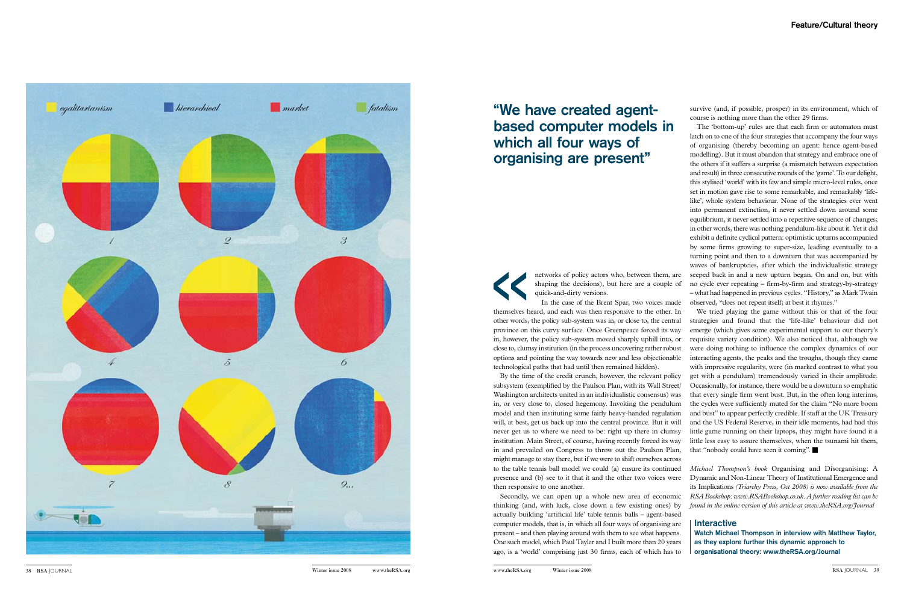Feature/Cultural theory

egalitarianism hierarchical market fatalism

1 2 3

4 5 6

7 8 9...

## "We have created agent-based computer models in which all four ways of organising are present"

networks of policy actors who, between them, are shaping the decisions), but here are a couple of quick-and-dirty versions.

In the case of the Brent Spar, two voices made themselves heard, and each was then responsive to the other. In other words, the policy sub-system was in, or close to, the central province on this curvy surface. Once Greenpeace forced its way in, however, the policy sub-system moved sharply uphill into, or close to, clumsy institution (in the process uncovering rather robust options and pointing the way towards new and less objectionable technological paths that had until then remained hidden).

By the time of the credit crunch, however, the relevant policy subsystem (exemplified by the Paulson Plan, with its Wall Street/Washington architects united in an individualistic consensus) was in, or very close to, closed hegemony. Invoking the pendulum model and then instituting some fairly heavy-handed regulation will, at best, get us back up into the central province. But it will never get us to where we need to be: right up there in clumsy institution. Main Street, of course, having recently forced its way in and prevailed on Congress to throw out the Paulson Plan, might manage to stay there, but if we were to shift ourselves across to the table tennis ball model we could (a) ensure its continued presence and (b) see to it that it and the other two voices were then responsive to one another.

Secondly, we can open up a whole new area of economic thinking (and, with luck, close down a few existing ones) by actually building 'artificial life' table tennis balls – agent-based computer models, that is, in which all four ways of organising are present – and then playing around with them to see what happens. One such model, which Paul Tayler and I built more than 20 years ago, is a 'world' comprising just 30 firms, each of which has to survive (and, if possible, prosper) in its environment, which of course is nothing more than the other 29 firms.

The 'bottom-up' rules are that each firm or automaton must latch on to one of the four strategies that accompany the four ways of organising (thereby becoming an agent: hence agent-based modelling). But it must abandon that strategy and embrace one of the others if it suffers a surprise (a mismatch between expectation and result) in three consecutive rounds of the 'game'. To our delight, this stylised 'world' with its few and simple micro-level rules, once set in motion gave rise to some remarkable, and remarkably 'life-like', whole system behaviour. None of the strategies ever went into permanent extinction, it never settled down around some equilibrium, it never settled into a repetitive sequence of changes; in other words, there was nothing pendulum-like about it. Yet it did exhibit a definite cyclical pattern: optimistic upturns accompanied by some firms growing to super-size, leading eventually to a turning point and then to a downturn that was accompanied by waves of bankruptcies, after which the individualistic strategy seeped back in and a new upturn began. On and on, but with no cycle ever repeating – firm-by-firm and strategy-by-strategy – what had happened in previous cycles. "History," as Mark Twain observed, "does not repeat itself; at best it rhymes."

We tried playing the game without this or that of the four strategies and found that the 'life-like' behaviour did not emerge (which gives some experimental support to our theory's requisite variety condition). We also noticed that, although we were doing nothing to influence the complex dynamics of our interacting agents, the peaks and the troughs, though they came with impressive regularity, were (in marked contrast to what you get with a pendulum) tremendously varied in their amplitude. Occasionally, for instance, there would be a downturn so emphatic that every single firm went bust. But, in the often long interims, the cycles were sufficiently muted for the claim "No more boom and bust" to appear perfectly credible. If staff at the UK Treasury and the US Federal Reserve, in their idle moments, had had this little game running on their laptops, they might have found it a little less easy to assure themselves, when the tsunami hit them, that "nobody could have seen it coming". ■

*Michael Thompson's book* Organising and Disorganising: A Dynamic and Non-Linear Theory of Institutional Emergence and its Implications *(Triarchy Press, Oct 2008) is now available from the RSA Bookshop: www.RSABookshop.co.uk. A further reading list can be found in the online version of this article at www.theRSA.org/Journal*

### Interactive

**Watch Michael Thompson in interview with Matthew Taylor, as they explore further this dynamic approach to organisational theory: www.theRSA.org/Journal**